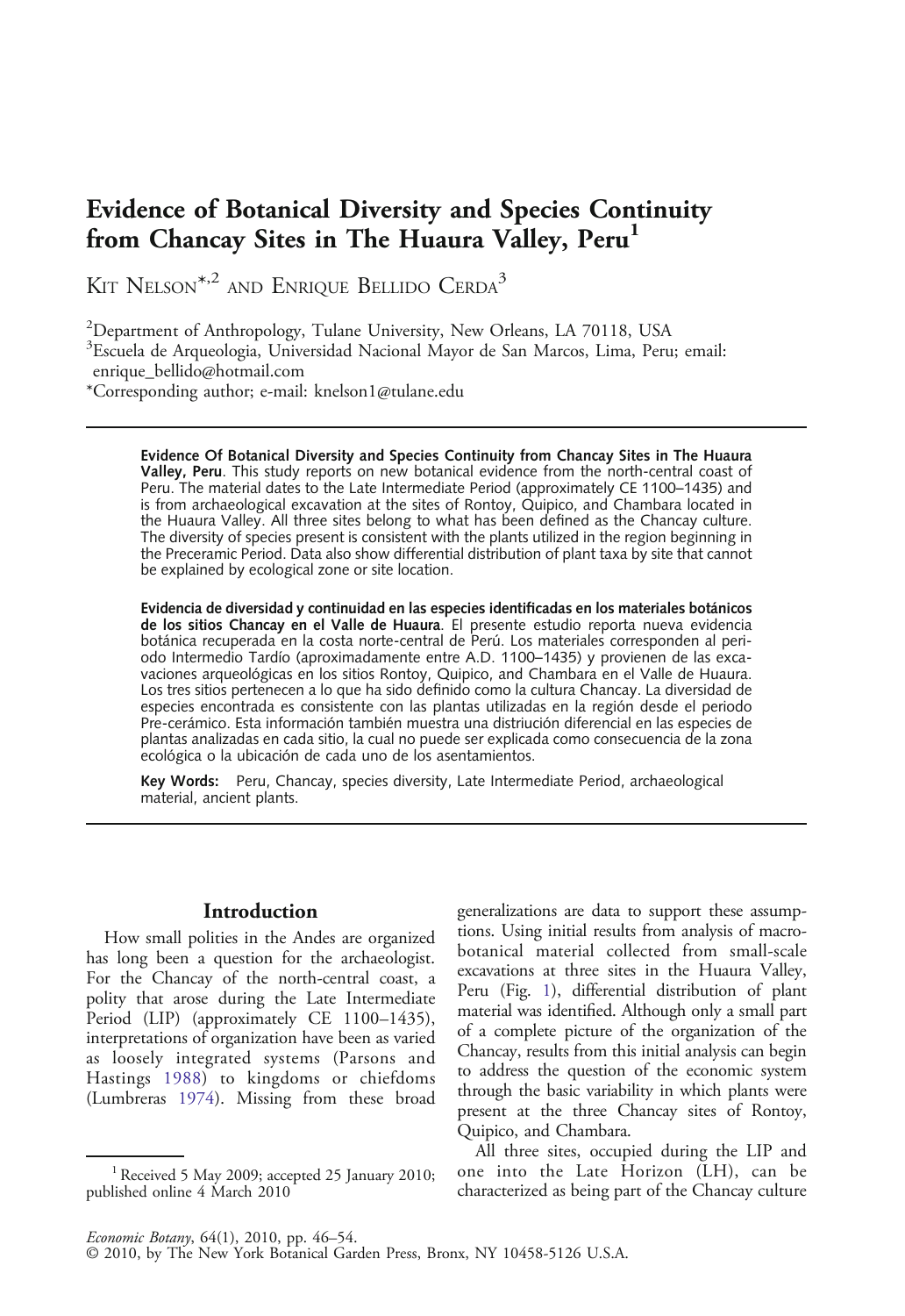# Evidence of Botanical Diversity and Species Continuity from Chancay Sites in The Huaura Valley, Peru[1]

KIT NELSON*,[2] AND ENRIQUE BELLIDO CERDA[3]

[2]Department of Anthropology, Tulane University, New Orleans, LA 70118, USA
[3]Escuela de Arqueologia, Universidad Nacional Mayor de San Marcos, Lima, Peru; email: enrique_bellido@hotmail.com
*Corresponding author; e-mail: knelson1@tulane.edu

**Evidence Of Botanical Diversity and Species Continuity from Chancay Sites in The Huaura Valley, Peru**. This study reports on new botanical evidence from the north-central coast of Peru. The material dates to the Late Intermediate Period (approximately CE 1100–1435) and is from archaeological excavation at the sites of Rontoy, Quipico, and Chambara located in the Huaura Valley. All three sites belong to what has been defined as the Chancay culture. The diversity of species present is consistent with the plants utilized in the region beginning in the Preceramic Period. Data also show differential distribution of plant taxa by site that cannot be explained by ecological zone or site location.

**Evidencia de diversidad y continuidad en las especies identificadas en los materiales botánicos de los sitios Chancay en el Valle de Huaura**. El presente estudio reporta nueva evidencia botánica recuperada en la costa norte-central de Perú. Los materiales corresponden al periodo Intermedio Tardío (aproximadamente entre A.D. 1100–1435) y provienen de las excavaciones arqueológicas en los sitios Rontoy, Quipico, and Chambara en el Valle de Huaura. Los tres sitios pertenecen a lo que ha sido definido como la cultura Chancay. La diversidad de especies encontrada es consistente con las plantas utilizadas en la región desde el periodo Pre-cerámico. Esta información también muestra una distriución diferencial en las especies de plantas analizadas en cada sitio, la cual no puede ser explicada como consecuencia de la zona ecológica o la ubicación de cada uno de los asentamientos.

**Key Words:** Peru, Chancay, species diversity, Late Intermediate Period, archaeological material, ancient plants.

## Introduction

How small polities in the Andes are organized has long been a question for the archaeologist. For the Chancay of the north-central coast, a polity that arose during the Late Intermediate Period (LIP) (approximately CE 1100–1435), interpretations of organization have been as varied as loosely integrated systems (Parsons and Hastings 1988) to kingdoms or chiefdoms (Lumbreras 1974). Missing from these broad generalizations are data to support these assumptions. Using initial results from analysis of macrobotanical material collected from small-scale excavations at three sites in the Huaura Valley, Peru (Fig. 1), differential distribution of plant material was identified. Although only a small part of a complete picture of the organization of the Chancay, results from this initial analysis can begin to address the question of the economic system through the basic variability in which plants were present at the three Chancay sites of Rontoy, Quipico, and Chambara.

All three sites, occupied during the LIP and one into the Late Horizon (LH), can be characterized as being part of the Chancay culture

[1] Received 5 May 2009; accepted 25 January 2010; published online 4 March 2010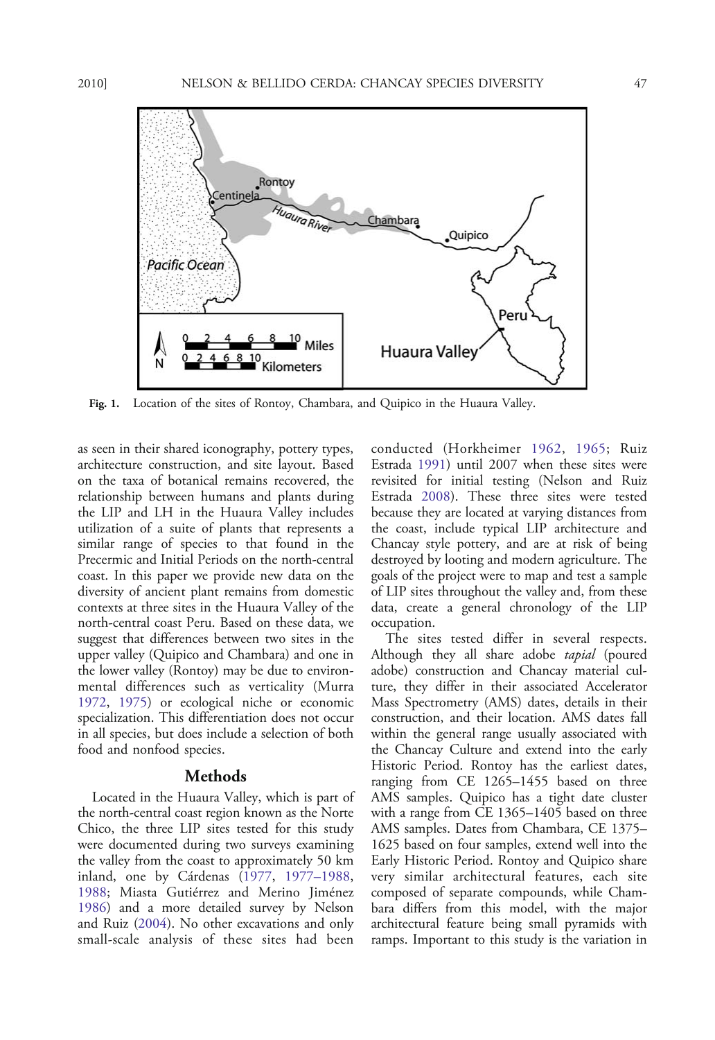Fig. 1. Location of the sites of Rontoy, Chambara, and Quipico in the Huaura Valley.

as seen in their shared iconography, pottery types, architecture construction, and site layout. Based on the taxa of botanical remains recovered, the relationship between humans and plants during the LIP and LH in the Huaura Valley includes utilization of a suite of plants that represents a similar range of species to that found in the Precermic and Initial Periods on the north-central coast. In this paper we provide new data on the diversity of ancient plant remains from domestic contexts at three sites in the Huaura Valley of the north-central coast Peru. Based on these data, we suggest that differences between two sites in the upper valley (Quipico and Chambara) and one in the lower valley (Rontoy) may be due to environmental differences such as verticality (Murra 1972, 1975) or ecological niche or economic specialization. This differentiation does not occur in all species, but does include a selection of both food and nonfood species.

## Methods

Located in the Huaura Valley, which is part of the north-central coast region known as the Norte Chico, the three LIP sites tested for this study were documented during two surveys examining the valley from the coast to approximately 50 km inland, one by Cárdenas (1977, 1977–1988, 1988; Miasta Gutiérrez and Merino Jiménez 1986) and a more detailed survey by Nelson and Ruiz (2004). No other excavations and only small-scale analysis of these sites had been conducted (Horkheimer 1962, 1965; Ruiz Estrada 1991) until 2007 when these sites were revisited for initial testing (Nelson and Ruiz Estrada 2008). These three sites were tested because they are located at varying distances from the coast, include typical LIP architecture and Chancay style pottery, and are at risk of being destroyed by looting and modern agriculture. The goals of the project were to map and test a sample of LIP sites throughout the valley and, from these data, create a general chronology of the LIP occupation.

The sites tested differ in several respects. Although they all share adobe *tapial* (poured adobe) construction and Chancay material culture, they differ in their associated Accelerator Mass Spectrometry (AMS) dates, details in their construction, and their location. AMS dates fall within the general range usually associated with the Chancay Culture and extend into the early Historic Period. Rontoy has the earliest dates, ranging from CE 1265–1455 based on three AMS samples. Quipico has a tight date cluster with a range from CE 1365–1405 based on three AMS samples. Dates from Chambara, CE 1375–1625 based on four samples, extend well into the Early Historic Period. Rontoy and Quipico share very similar architectural features, each site composed of separate compounds, while Chambara differs from this model, with the major architectural feature being small pyramids with ramps. Important to this study is the variation in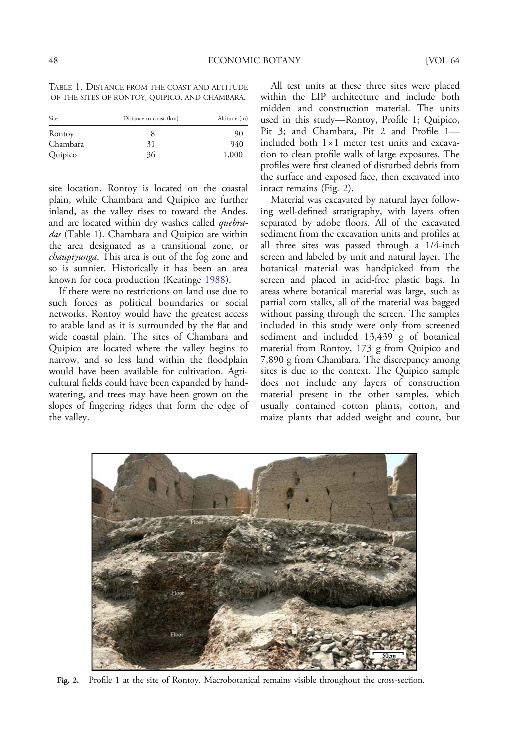TABLE 1. DISTANCE FROM THE COAST AND ALTITUDE OF THE SITES OF RONTOY, QUIPICO, AND CHAMBARA.

| Site | Distance to coast (km) | Altitude (m) |
|---|---|---|
| Rontoy | 8 | 90 |
| Chambara | 31 | 940 |
| Quipico | 36 | 1,000 |

site location. Rontoy is located on the coastal plain, while Chambara and Quipico are further inland, as the valley rises to toward the Andes, and are located within dry washes called *quebradas* (Table 1). Chambara and Quipico are within the area designated as a transitional zone, or *chaupiyunga*. This area is out of the fog zone and so is sunnier. Historically it has been an area known for coca production (Keatinge 1988).

If there were no restrictions on land use due to such forces as political boundaries or social networks, Rontoy would have the greatest access to arable land as it is surrounded by the flat and wide coastal plain. The sites of Chambara and Quipico are located where the valley begins to narrow, and so less land within the floodplain would have been available for cultivation. Agricultural fields could have been expanded by hand-watering, and trees may have been grown on the slopes of fingering ridges that form the edge of the valley.

All test units at these three sites were placed within the LIP architecture and include both midden and construction material. The units used in this study—Rontoy, Profile 1; Quipico, Pit 3; and Chambara, Pit 2 and Profile 1—included both 1 × 1 meter test units and excavation to clean profile walls of large exposures. The profiles were first cleaned of disturbed debris from the surface and exposed face, then excavated into intact remains (Fig. 2).

Material was excavated by natural layer following well-defined stratigraphy, with layers often separated by adobe floors. All of the excavated sediment from the excavation units and profiles at all three sites was passed through a 1/4-inch screen and labeled by unit and natural layer. The botanical material was handpicked from the screen and placed in acid-free plastic bags. In areas where botanical material was large, such as partial corn stalks, all of the material was bagged without passing through the screen. The samples included in this study were only from screened sediment and included 13,439 g of botanical material from Rontoy, 173 g from Quipico and 7,890 g from Chambara. The discrepancy among sites is due to the context. The Quipico sample does not include any layers of construction material present in the other samples, which usually contained cotton plants, cotton, and maize plants that added weight and count, but

**Fig. 2.** Profile 1 at the site of Rontoy. Macrobotanical remains visible throughout the cross-section.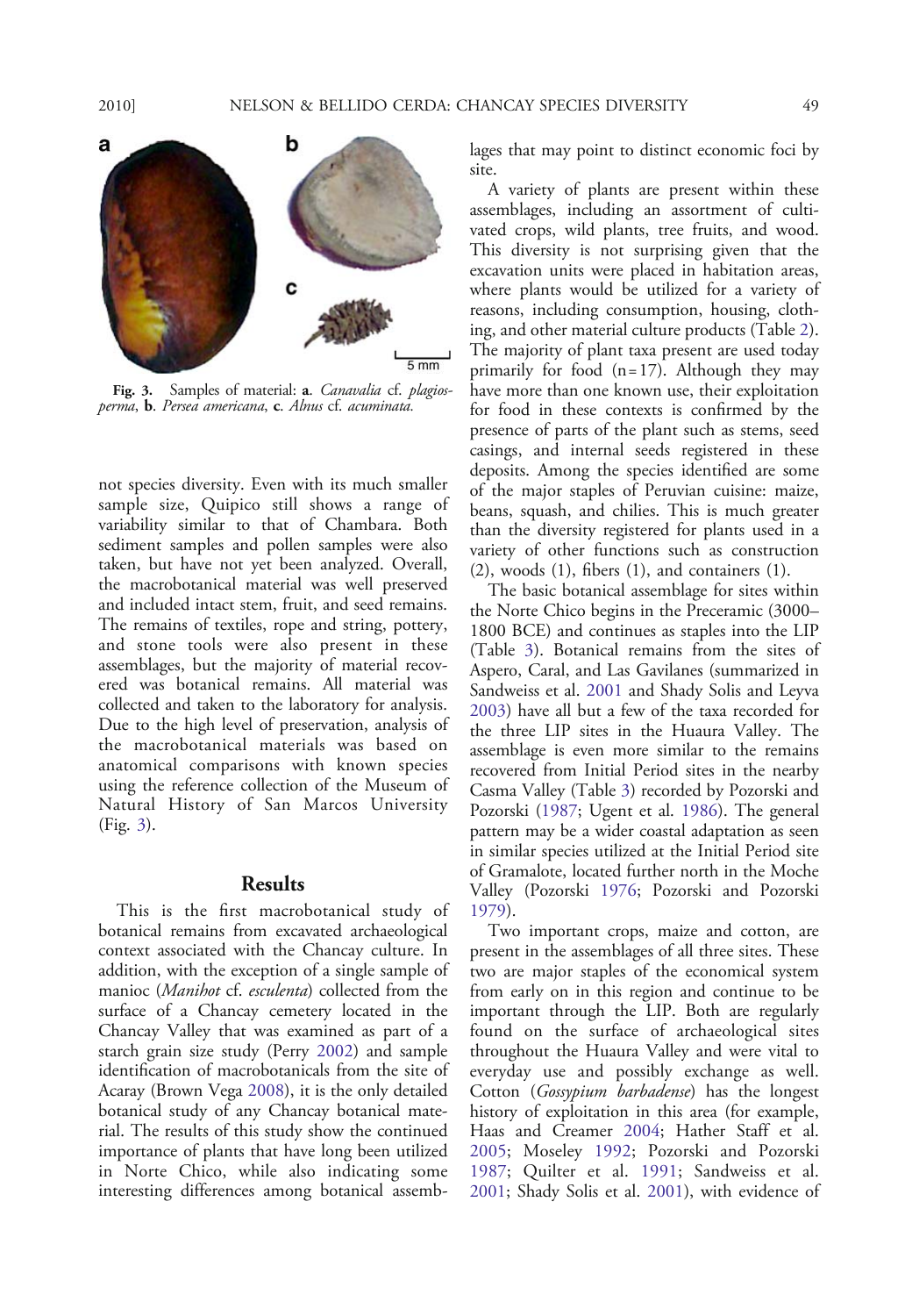Fig. 3. Samples of material: **a**. *Canavalia* cf. *plagiosperma*, **b**. *Persea americana*, **c**. *Alnus* cf. *acuminata.*

not species diversity. Even with its much smaller sample size, Quipico still shows a range of variability similar to that of Chambara. Both sediment samples and pollen samples were also taken, but have not yet been analyzed. Overall, the macrobotanical material was well preserved and included intact stem, fruit, and seed remains. The remains of textiles, rope and string, pottery, and stone tools were also present in these assemblages, but the majority of material recovered was botanical remains. All material was collected and taken to the laboratory for analysis. Due to the high level of preservation, analysis of the macrobotanical materials was based on anatomical comparisons with known species using the reference collection of the Museum of Natural History of San Marcos University (Fig. 3).

## Results

This is the first macrobotanical study of botanical remains from excavated archaeological context associated with the Chancay culture. In addition, with the exception of a single sample of manioc (*Manihot* cf. *esculenta*) collected from the surface of a Chancay cemetery located in the Chancay Valley that was examined as part of a starch grain size study (Perry 2002) and sample identification of macrobotanicals from the site of Acaray (Brown Vega 2008), it is the only detailed botanical study of any Chancay botanical material. The results of this study show the continued importance of plants that have long been utilized in Norte Chico, while also indicating some interesting differences among botanical assemblages that may point to distinct economic foci by site.

A variety of plants are present within these assemblages, including an assortment of cultivated crops, wild plants, tree fruits, and wood. This diversity is not surprising given that the excavation units were placed in habitation areas, where plants would be utilized for a variety of reasons, including consumption, housing, clothing, and other material culture products (Table 2). The majority of plant taxa present are used today primarily for food (n = 17). Although they may have more than one known use, their exploitation for food in these contexts is confirmed by the presence of parts of the plant such as stems, seed casings, and internal seeds registered in these deposits. Among the species identified are some of the major staples of Peruvian cuisine: maize, beans, squash, and chilies. This is much greater than the diversity registered for plants used in a variety of other functions such as construction (2), woods (1), fibers (1), and containers (1).

The basic botanical assemblage for sites within the Norte Chico begins in the Preceramic (3000–1800 BCE) and continues as staples into the LIP (Table 3). Botanical remains from the sites of Aspero, Caral, and Las Gavilanes (summarized in Sandweiss et al. 2001 and Shady Solis and Leyva 2003) have all but a few of the taxa recorded for the three LIP sites in the Huaura Valley. The assemblage is even more similar to the remains recovered from Initial Period sites in the nearby Casma Valley (Table 3) recorded by Pozorski and Pozorski (1987; Ugent et al. 1986). The general pattern may be a wider coastal adaptation as seen in similar species utilized at the Initial Period site of Gramalote, located further north in the Moche Valley (Pozorski 1976; Pozorski and Pozorski 1979).

Two important crops, maize and cotton, are present in the assemblages of all three sites. These two are major staples of the economical system from early on in this region and continue to be important through the LIP. Both are regularly found on the surface of archaeological sites throughout the Huaura Valley and were vital to everyday use and possibly exchange as well. Cotton (*Gossypium barbadense*) has the longest history of exploitation in this area (for example, Haas and Creamer 2004; Hather Staff et al. 2005; Moseley 1992; Pozorski and Pozorski 1987; Quilter et al. 1991; Sandweiss et al. 2001; Shady Solis et al. 2001), with evidence of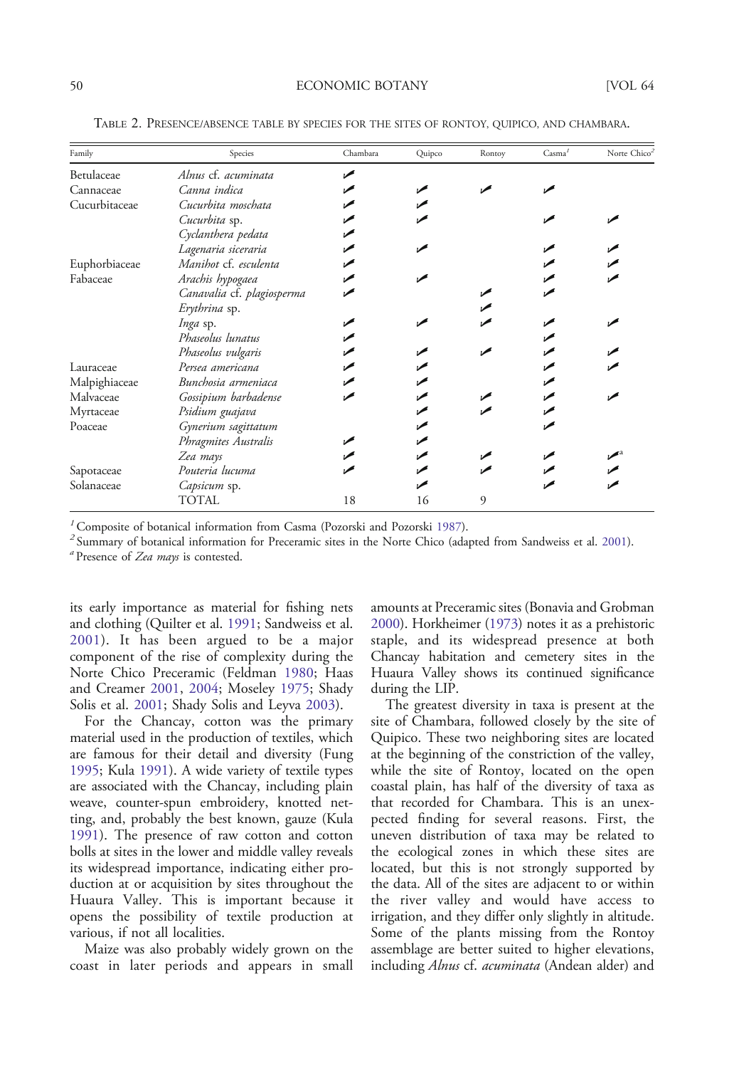TABLE 2. PRESENCE/ABSENCE TABLE BY SPECIES FOR THE SITES OF RONTOY, QUIPICO, AND CHAMBARA.

| Family | Species | Chambara | Quipico | Rontoy | Casma[1] | Norte Chico[2] |
|---|---|---|---|---|---|---|
| Betulaceae | *Alnus* cf. *acuminata* | ✓ | | | | |
| Cannaceae | *Canna indica* | ✓ | ✓ | ✓ | ✓ | |
| Cucurbitaceae | *Cucurbita moschata* | ✓ | ✓ | | | |
| | *Cucurbita* sp. | ✓ | ✓ | | ✓ | ✓ |
| | *Cyclanthera pedata* | ✓ | | | | |
| | *Lagenaria siceraria* | ✓ | ✓ | | ✓ | ✓ |
| Euphorbiaceae | *Manihot* cf. *esculenta* | ✓ | | | ✓ | ✓ |
| Fabaceae | *Arachis hypogaea* | ✓ | ✓ | | ✓ | ✓ |
| | *Canavalia* cf. *plagiosperma* | ✓ | | ✓ | ✓ | |
| | *Erythrina* sp. | | | ✓ | | |
| | *Inga* sp. | ✓ | ✓ | ✓ | ✓ | ✓ |
| | *Phaseolus lunatus* | ✓ | | | ✓ | |
| | *Phaseolus vulgaris* | ✓ | ✓ | ✓ | ✓ | ✓ |
| Lauraceae | *Persea americana* | ✓ | ✓ | | ✓ | ✓ |
| Malpighiaceae | *Bunchosia armeniaca* | ✓ | ✓ | | ✓ | |
| Malvaceae | *Gossipium barbadense* | ✓ | ✓ | ✓ | ✓ | ✓ |
| Myrtaceae | *Psidium guajava* | | ✓ | ✓ | ✓ | |
| Poaceae | *Gynerium sagittatum* | | ✓ | | ✓ | |
| | *Phragmites Australis* | ✓ | ✓ | | | |
| | *Zea mays* | ✓ | ✓ | ✓ | ✓ | ✓[a] |
| Sapotaceae | *Pouteria lucuma* | ✓ | ✓ | ✓ | ✓ | ✓ |
| Solanaceae | *Capsicum* sp. | | ✓ | | ✓ | ✓ |
| | TOTAL | 18 | 16 | 9 | | |

[1] Composite of botanical information from Casma (Pozorski and Pozorski 1987).
[2] Summary of botanical information for Preceramic sites in the Norte Chico (adapted from Sandweiss et al. 2001).
[a] Presence of *Zea mays* is contested.

its early importance as material for fishing nets and clothing (Quilter et al. 1991; Sandweiss et al. 2001). It has been argued to be a major component of the rise of complexity during the Norte Chico Preceramic (Feldman 1980; Haas and Creamer 2001, 2004; Moseley 1975; Shady Solis et al. 2001; Shady Solis and Leyva 2003).

For the Chancay, cotton was the primary material used in the production of textiles, which are famous for their detail and diversity (Fung 1995; Kula 1991). A wide variety of textile types are associated with the Chancay, including plain weave, counter-spun embroidery, knotted netting, and, probably the best known, gauze (Kula 1991). The presence of raw cotton and cotton bolls at sites in the lower and middle valley reveals its widespread importance, indicating either production at or acquisition by sites throughout the Huaura Valley. This is important because it opens the possibility of textile production at various, if not all localities.

Maize was also probably widely grown on the coast in later periods and appears in small amounts at Preceramic sites (Bonavia and Grobman 2000). Horkheimer (1973) notes it as a prehistoric staple, and its widespread presence at both Chancay habitation and cemetery sites in the Huaura Valley shows its continued significance during the LIP.

The greatest diversity in taxa is present at the site of Chambara, followed closely by the site of Quipico. These two neighboring sites are located at the beginning of the constriction of the valley, while the site of Rontoy, located on the open coastal plain, has half of the diversity of taxa as that recorded for Chambara. This is an unexpected finding for several reasons. First, the uneven distribution of taxa may be related to the ecological zones in which these sites are located, but this is not strongly supported by the data. All of the sites are adjacent to or within the river valley and would have access to irrigation, and they differ only slightly in altitude. Some of the plants missing from the Rontoy assemblage are better suited to higher elevations, including *Alnus* cf. *acuminata* (Andean alder) and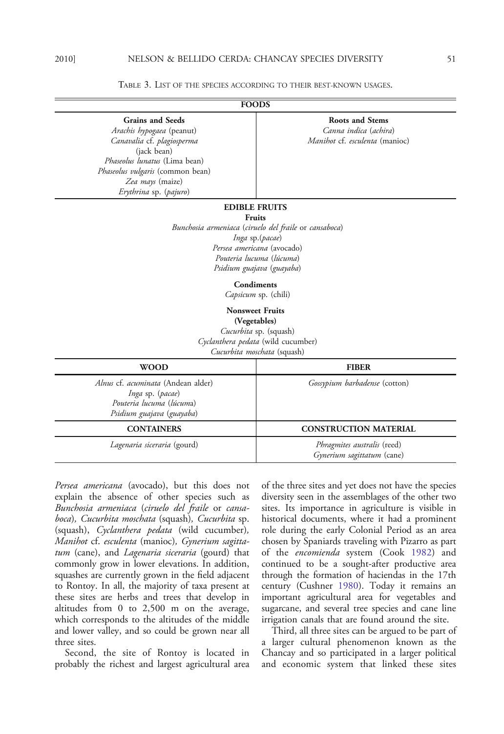TABLE 3. LIST OF THE SPECIES ACCORDING TO THEIR BEST-KNOWN USAGES.

| FOODS | |
|---|---|
| **Grains and Seeds** | **Roots and Stems** |
| *Arachis hypogaea* (peanut) | *Canna indica* (*achira*) |
| *Canavalia* cf. *plagiosperma* (jack bean) | *Manihot* cf. *esculenta* (manioc) |
| *Phaseolus lunatus* (Lima bean) | |
| *Phaseolus vulgaris* (common bean) | |
| *Zea mays* (maize) | |
| *Erythrina* sp. (*pajuro*) | |
| **EDIBLE FRUITS** | |
| **Fruits** | |
| *Bunchosia armeniaca* (*ciruelo del fraile* or *cansaboca*) | |
| *Inga* sp.(*pacae*) | |
| *Persea americana* (avocado) | |
| *Pouteria lucuma* (*lúcuma*) | |
| *Psidium guajava* (*guayaba*) | |
| **Condiments** | |
| *Capsicum* sp. (chili) | |
| **Nonsweet Fruits (Vegetables)** | |
| *Cucurbita* sp. (squash) | |
| *Cyclanthera pedata* (wild cucumber) | |
| *Cucurbita moschata* (squash) | |
| **WOOD** | **FIBER** |
| *Alnus* cf. *acuminata* (Andean alder) | *Gossypium barbadense* (cotton) |
| *Inga* sp. (*pacae*) | |
| *Pouteria lucuma* (*lúcuma*) | |
| *Psidium guajava* (*guayaba*) | |
| **CONTAINERS** | **CONSTRUCTION MATERIAL** |
| *Lagenaria siceraria* (gourd) | *Phragmites australis* (reed) |
| | *Gynerium sagittatum* (cane) |

*Persea americana* (avocado), but this does not explain the absence of other species such as *Bunchosia armeniaca* (*ciruelo del fraile* or *cansaboca*), *Cucurbita moschata* (squash), *Cucurbita* sp. (squash), *Cyclanthera pedata* (wild cucumber), *Manihot* cf. *esculenta* (manioc), *Gynerium sagittatum* (cane), and *Lagenaria siceraria* (gourd) that commonly grow in lower elevations. In addition, squashes are currently grown in the field adjacent to Rontoy. In all, the majority of taxa present at these sites are herbs and trees that develop in altitudes from 0 to 2,500 m on the average, which corresponds to the altitudes of the middle and lower valley, and so could be grown near all three sites.

Second, the site of Rontoy is located in probably the richest and largest agricultural area of the three sites and yet does not have the species diversity seen in the assemblages of the other two sites. Its importance in agriculture is visible in historical documents, where it had a prominent role during the early Colonial Period as an area chosen by Spaniards traveling with Pizarro as part of the *encomienda* system (Cook 1982) and continued to be a sought-after productive area through the formation of haciendas in the 17th century (Cushner 1980). Today it remains an important agricultural area for vegetables and sugarcane, and several tree species and cane line irrigation canals that are found around the site.

Third, all three sites can be argued to be part of a larger cultural phenomenon known as the Chancay and so participated in a larger political and economic system that linked these sites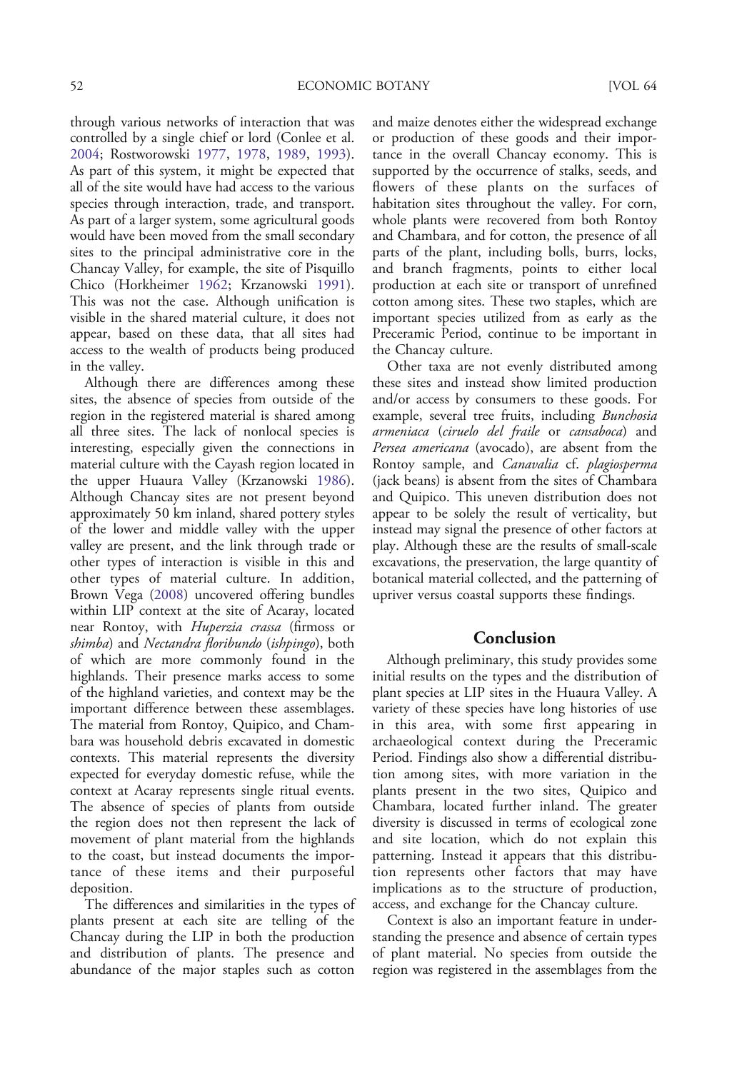through various networks of interaction that was controlled by a single chief or lord (Conlee et al. 2004; Rostworowski 1977, 1978, 1989, 1993). As part of this system, it might be expected that all of the site would have had access to the various species through interaction, trade, and transport. As part of a larger system, some agricultural goods would have been moved from the small secondary sites to the principal administrative core in the Chancay Valley, for example, the site of Pisquillo Chico (Horkheimer 1962; Krzanowski 1991). This was not the case. Although unification is visible in the shared material culture, it does not appear, based on these data, that all sites had access to the wealth of products being produced in the valley.

Although there are differences among these sites, the absence of species from outside of the region in the registered material is shared among all three sites. The lack of nonlocal species is interesting, especially given the connections in material culture with the Cayash region located in the upper Huaura Valley (Krzanowski 1986). Although Chancay sites are not present beyond approximately 50 km inland, shared pottery styles of the lower and middle valley with the upper valley are present, and the link through trade or other types of interaction is visible in this and other types of material culture. In addition, Brown Vega (2008) uncovered offering bundles within LIP context at the site of Acaray, located near Rontoy, with *Huperzia crassa* (firmoss or *shimba*) and *Nectandra floribundo* (*ishpingo*), both of which are more commonly found in the highlands. Their presence marks access to some of the highland varieties, and context may be the important difference between these assemblages. The material from Rontoy, Quipico, and Chambara was household debris excavated in domestic contexts. This material represents the diversity expected for everyday domestic refuse, while the context at Acaray represents single ritual events. The absence of species of plants from outside the region does not then represent the lack of movement of plant material from the highlands to the coast, but instead documents the importance of these items and their purposeful deposition.

The differences and similarities in the types of plants present at each site are telling of the Chancay during the LIP in both the production and distribution of plants. The presence and abundance of the major staples such as cotton and maize denotes either the widespread exchange or production of these goods and their importance in the overall Chancay economy. This is supported by the occurrence of stalks, seeds, and flowers of these plants on the surfaces of habitation sites throughout the valley. For corn, whole plants were recovered from both Rontoy and Chambara, and for cotton, the presence of all parts of the plant, including bolls, burrs, locks, and branch fragments, points to either local production at each site or transport of unrefined cotton among sites. These two staples, which are important species utilized from as early as the Preceramic Period, continue to be important in the Chancay culture.

Other taxa are not evenly distributed among these sites and instead show limited production and/or access by consumers to these goods. For example, several tree fruits, including *Bunchosia armeniaca* (*ciruelo del fraile* or *cansaboca*) and *Persea americana* (avocado), are absent from the Rontoy sample, and *Canavalia* cf. *plagiosperma* (jack beans) is absent from the sites of Chambara and Quipico. This uneven distribution does not appear to be solely the result of verticality, but instead may signal the presence of other factors at play. Although these are the results of small-scale excavations, the preservation, the large quantity of botanical material collected, and the patterning of upriver versus coastal supports these findings.

## Conclusion

Although preliminary, this study provides some initial results on the types and the distribution of plant species at LIP sites in the Huaura Valley. A variety of these species have long histories of use in this area, with some first appearing in archaeological context during the Preceramic Period. Findings also show a differential distribution among sites, with more variation in the plants present in the two sites, Quipico and Chambara, located further inland. The greater diversity is discussed in terms of ecological zone and site location, which do not explain this patterning. Instead it appears that this distribution represents other factors that may have implications as to the structure of production, access, and exchange for the Chancay culture.

Context is also an important feature in understanding the presence and absence of certain types of plant material. No species from outside the region was registered in the assemblages from the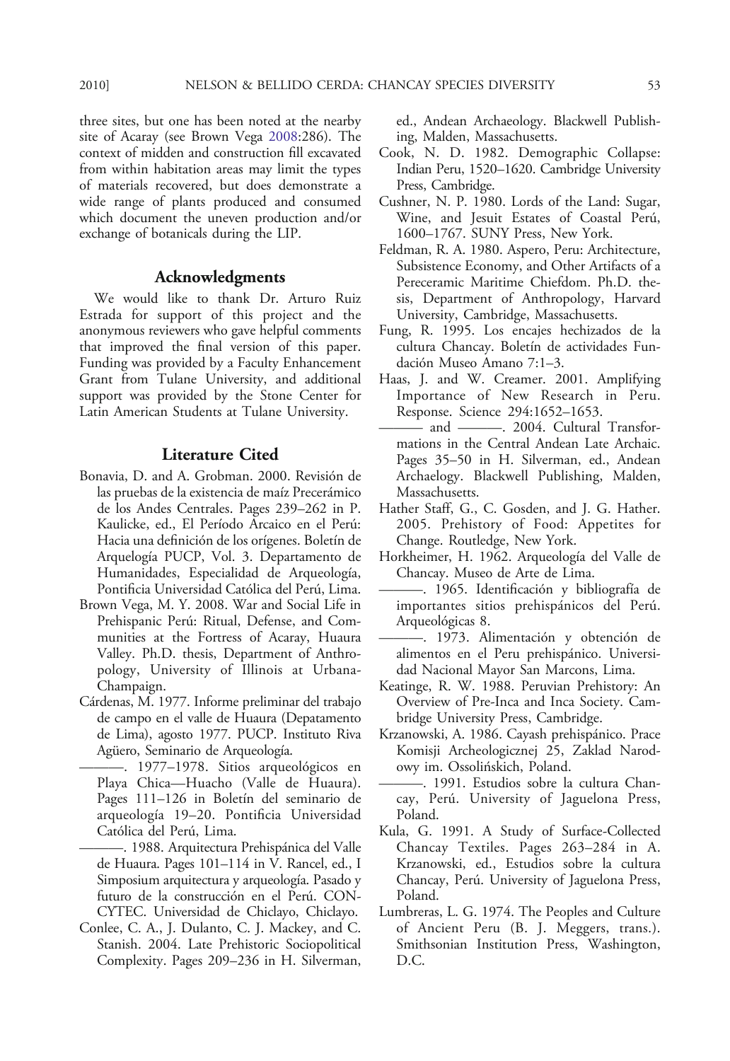three sites, but one has been noted at the nearby site of Acaray (see Brown Vega 2008:286). The context of midden and construction fill excavated from within habitation areas may limit the types of materials recovered, but does demonstrate a wide range of plants produced and consumed which document the uneven production and/or exchange of botanicals during the LIP.

## Acknowledgments

We would like to thank Dr. Arturo Ruiz Estrada for support of this project and the anonymous reviewers who gave helpful comments that improved the final version of this paper. Funding was provided by a Faculty Enhancement Grant from Tulane University, and additional support was provided by the Stone Center for Latin American Students at Tulane University.

## Literature Cited

Bonavia, D. and A. Grobman. 2000. Revisión de las pruebas de la existencia de maíz Precerámico de los Andes Centrales. Pages 239–262 in P. Kaulicke, ed., El Período Arcaico en el Perú: Hacia una definición de los orígenes. Boletín de Arquelogía PUCP, Vol. 3. Departamento de Humanidades, Especialidad de Arqueología, Pontificia Universidad Católica del Perú, Lima.

Brown Vega, M. Y. 2008. War and Social Life in Prehispanic Perú: Ritual, Defense, and Communities at the Fortress of Acaray, Huaura Valley. Ph.D. thesis, Department of Anthropology, University of Illinois at Urbana-Champaign.

Cárdenas, M. 1977. Informe preliminar del trabajo de campo en el valle de Huaura (Depatamento de Lima), agosto 1977. PUCP. Instituto Riva Agüero, Seminario de Arqueología.

———. 1977–1978. Sitios arqueológicos en Playa Chica—Huacho (Valle de Huaura). Pages 111–126 in Boletín del seminario de arqueología 19–20. Pontificia Universidad Católica del Perú, Lima.

———. 1988. Arquitectura Prehispánica del Valle de Huaura. Pages 101–114 in V. Rancel, ed., I Simposium arquitectura y arqueología. Pasado y futuro de la construcción en el Perú. CONCYTEC. Universidad de Chiclayo, Chiclayo.

Conlee, C. A., J. Dulanto, C. J. Mackey, and C. Stanish. 2004. Late Prehistoric Sociopolitical Complexity. Pages 209–236 in H. Silverman, ed., Andean Archaeology. Blackwell Publishing, Malden, Massachusetts.

Cook, N. D. 1982. Demographic Collapse: Indian Peru, 1520–1620. Cambridge University Press, Cambridge.

Cushner, N. P. 1980. Lords of the Land: Sugar, Wine, and Jesuit Estates of Coastal Perú, 1600–1767. SUNY Press, New York.

Feldman, R. A. 1980. Aspero, Peru: Architecture, Subsistence Economy, and Other Artifacts of a Pereceramic Maritime Chiefdom. Ph.D. thesis, Department of Anthropology, Harvard University, Cambridge, Massachusetts.

Fung, R. 1995. Los encajes hechizados de la cultura Chancay. Boletín de actividades Fundación Museo Amano 7:1–3.

Haas, J. and W. Creamer. 2001. Amplifying Importance of New Research in Peru. Response. Science 294:1652–1653.

——— and ———. 2004. Cultural Transformations in the Central Andean Late Archaic. Pages 35–50 in H. Silverman, ed., Andean Archaelogy. Blackwell Publishing, Malden, Massachusetts.

Hather Staff, G., C. Gosden, and J. G. Hather. 2005. Prehistory of Food: Appetites for Change. Routledge, New York.

Horkheimer, H. 1962. Arqueología del Valle de Chancay. Museo de Arte de Lima.

———. 1965. Identificación y bibliografía de importantes sitios prehispánicos del Perú. Arqueológicas 8.

———. 1973. Alimentación y obtención de alimentos en el Peru prehispánico. Universidad Nacional Mayor San Marcons, Lima.

Keatinge, R. W. 1988. Peruvian Prehistory: An Overview of Pre-Inca and Inca Society. Cambridge University Press, Cambridge.

Krzanowski, A. 1986. Cayash prehispánico. Prace Komisji Archeologicznej 25, Zaklad Narodowy im. Ossolińskich, Poland.

———. 1991. Estudios sobre la cultura Chancay, Perú. University of Jaguelona Press, Poland.

Kula, G. 1991. A Study of Surface-Collected Chancay Textiles. Pages 263–284 in A. Krzanowski, ed., Estudios sobre la cultura Chancay, Perú. University of Jaguelona Press, Poland.

Lumbreras, L. G. 1974. The Peoples and Culture of Ancient Peru (B. J. Meggers, trans.). Smithsonian Institution Press, Washington, D.C.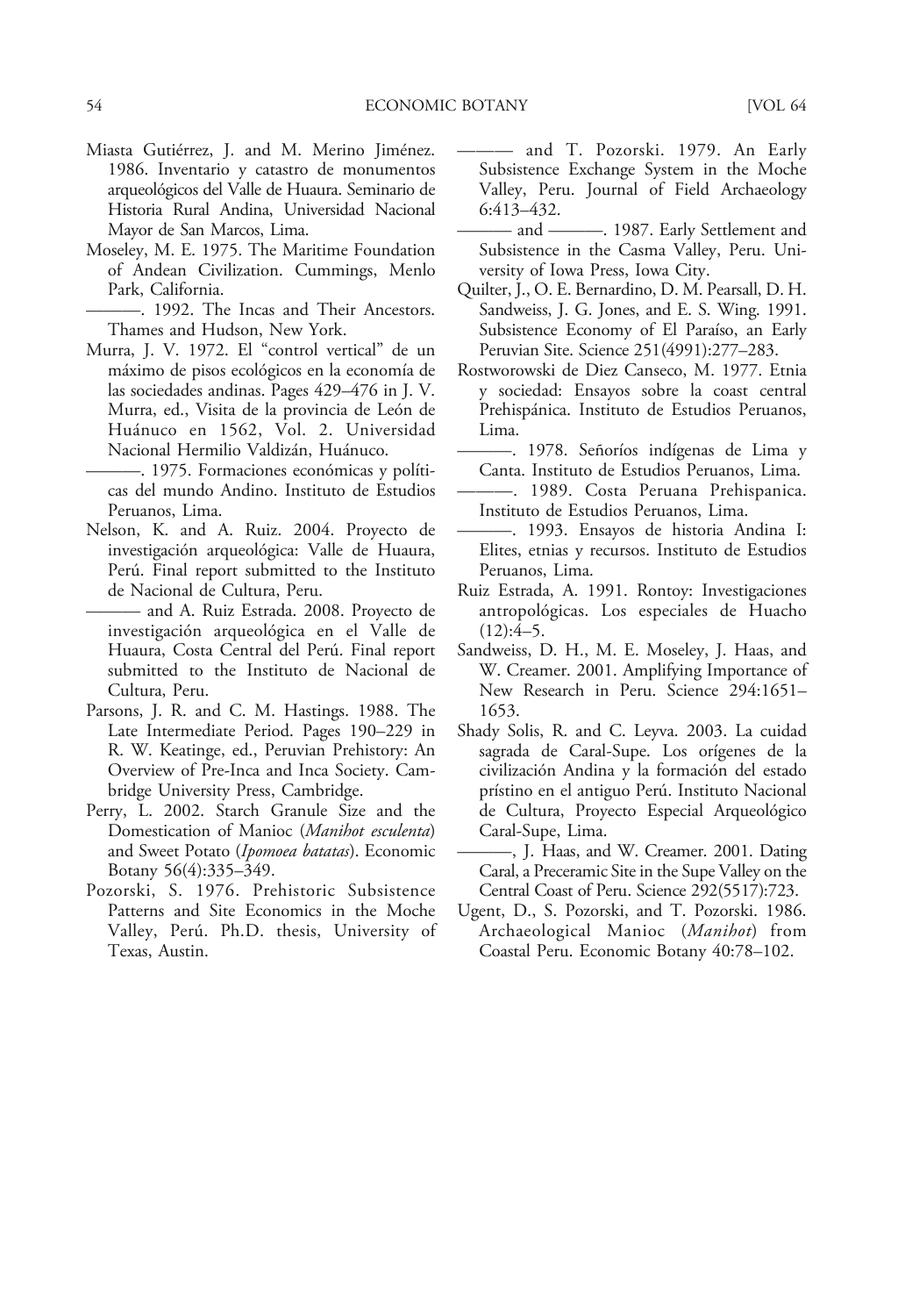Miasta Gutiérrez, J. and M. Merino Jiménez. 1986. Inventario y catastro de monumentos arqueológicos del Valle de Huaura. Seminario de Historia Rural Andina, Universidad Nacional Mayor de San Marcos, Lima.

Moseley, M. E. 1975. The Maritime Foundation of Andean Civilization. Cummings, Menlo Park, California.

———. 1992. The Incas and Their Ancestors. Thames and Hudson, New York.

Murra, J. V. 1972. El "control vertical" de un máximo de pisos ecológicos en la economía de las sociedades andinas. Pages 429–476 in J. V. Murra, ed., Visita de la provincia de León de Huánuco en 1562, Vol. 2. Universidad Nacional Hermilio Valdizán, Huánuco.

———. 1975. Formaciones económicas y políticas del mundo Andino. Instituto de Estudios Peruanos, Lima.

Nelson, K. and A. Ruiz. 2004. Proyecto de investigación arqueológica: Valle de Huaura, Perú. Final report submitted to the Instituto de Nacional de Cultura, Peru.

——— and A. Ruiz Estrada. 2008. Proyecto de investigación arqueológica en el Valle de Huaura, Costa Central del Perú. Final report submitted to the Instituto de Nacional de Cultura, Peru.

Parsons, J. R. and C. M. Hastings. 1988. The Late Intermediate Period. Pages 190–229 in R. W. Keatinge, ed., Peruvian Prehistory: An Overview of Pre-Inca and Inca Society. Cambridge University Press, Cambridge.

Perry, L. 2002. Starch Granule Size and the Domestication of Manioc (*Manihot esculenta*) and Sweet Potato (*Ipomoea batatas*). Economic Botany 56(4):335–349.

Pozorski, S. 1976. Prehistoric Subsistence Patterns and Site Economics in the Moche Valley, Perú. Ph.D. thesis, University of Texas, Austin.

——— and T. Pozorski. 1979. An Early Subsistence Exchange System in the Moche Valley, Peru. Journal of Field Archaeology 6:413–432.

——— and ———. 1987. Early Settlement and Subsistence in the Casma Valley, Peru. University of Iowa Press, Iowa City.

Quilter, J., O. E. Bernardino, D. M. Pearsall, D. H. Sandweiss, J. G. Jones, and E. S. Wing. 1991. Subsistence Economy of El Paraíso, an Early Peruvian Site. Science 251(4991):277–283.

Rostworowski de Diez Canseco, M. 1977. Etnia y sociedad: Ensayos sobre la coast central Prehispánica. Instituto de Estudios Peruanos, Lima.

———. 1978. Señoríos indígenas de Lima y Canta. Instituto de Estudios Peruanos, Lima.

———. 1989. Costa Peruana Prehispanica. Instituto de Estudios Peruanos, Lima.

———. 1993. Ensayos de historia Andina I: Elites, etnias y recursos. Instituto de Estudios Peruanos, Lima.

Ruiz Estrada, A. 1991. Rontoy: Investigaciones antropológicas. Los especiales de Huacho (12):4–5.

Sandweiss, D. H., M. E. Moseley, J. Haas, and W. Creamer. 2001. Amplifying Importance of New Research in Peru. Science 294:1651–1653.

Shady Solis, R. and C. Leyva. 2003. La cuidad sagrada de Caral-Supe. Los orígenes de la civilización Andina y la formación del estado prístino en el antiguo Perú. Instituto Nacional de Cultura, Proyecto Especial Arqueológico Caral-Supe, Lima.

———, J. Haas, and W. Creamer. 2001. Dating Caral, a Preceramic Site in the Supe Valley on the Central Coast of Peru. Science 292(5517):723.

Ugent, D., S. Pozorski, and T. Pozorski. 1986. Archaeological Manioc (*Manihot*) from Coastal Peru. Economic Botany 40:78–102.